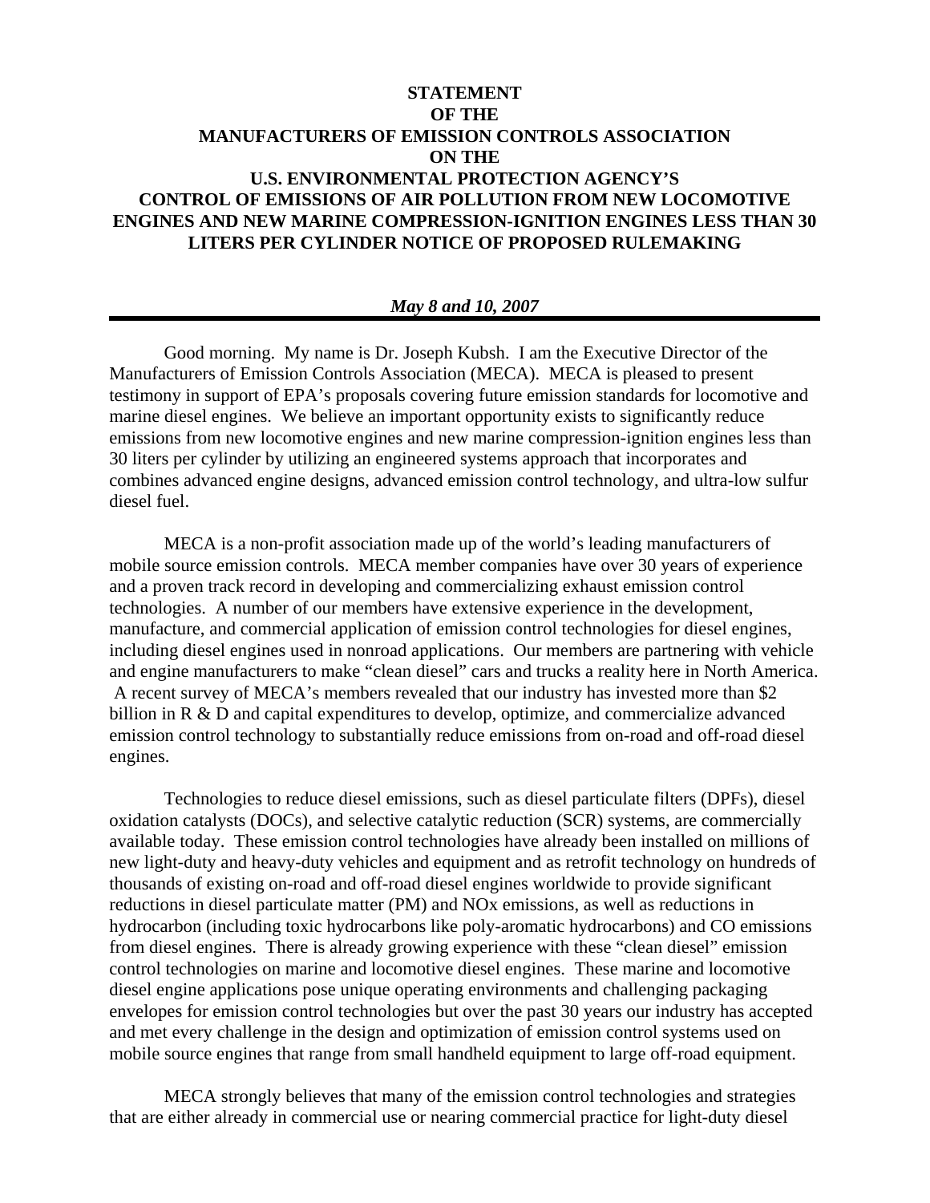# STATEMENT OF THE MANUFACTURERS OF EMISSION CONTROLS ASSOCIATION ON THE U.S. ENVIRONMENTAL PROTECTION AGENCY'S CONTROL OF EMISSIONS OF AIR POLLUTION FROM NEW LOCOMOTIVE ENGINES AND NEW MARINE COMPRESSION-IGNITION ENGINES LESS THAN 30 LITERS PER CYLINDER NOTICE OF PROPOSED RULEMAKING

***May 8 and 10, 2007***

---

Good morning. My name is Dr. Joseph Kubsh. I am the Executive Director of the Manufacturers of Emission Controls Association (MECA). MECA is pleased to present testimony in support of EPA's proposals covering future emission standards for locomotive and marine diesel engines. We believe an important opportunity exists to significantly reduce emissions from new locomotive engines and new marine compression-ignition engines less than 30 liters per cylinder by utilizing an engineered systems approach that incorporates and combines advanced engine designs, advanced emission control technology, and ultra-low sulfur diesel fuel.

MECA is a non-profit association made up of the world's leading manufacturers of mobile source emission controls. MECA member companies have over 30 years of experience and a proven track record in developing and commercializing exhaust emission control technologies. A number of our members have extensive experience in the development, manufacture, and commercial application of emission control technologies for diesel engines, including diesel engines used in nonroad applications. Our members are partnering with vehicle and engine manufacturers to make "clean diesel" cars and trucks a reality here in North America. A recent survey of MECA's members revealed that our industry has invested more than $2 billion in R & D and capital expenditures to develop, optimize, and commercialize advanced emission control technology to substantially reduce emissions from on-road and off-road diesel engines.

Technologies to reduce diesel emissions, such as diesel particulate filters (DPFs), diesel oxidation catalysts (DOCs), and selective catalytic reduction (SCR) systems, are commercially available today. These emission control technologies have already been installed on millions of new light-duty and heavy-duty vehicles and equipment and as retrofit technology on hundreds of thousands of existing on-road and off-road diesel engines worldwide to provide significant reductions in diesel particulate matter (PM) and NOx emissions, as well as reductions in hydrocarbon (including toxic hydrocarbons like poly-aromatic hydrocarbons) and CO emissions from diesel engines. There is already growing experience with these "clean diesel" emission control technologies on marine and locomotive diesel engines. These marine and locomotive diesel engine applications pose unique operating environments and challenging packaging envelopes for emission control technologies but over the past 30 years our industry has accepted and met every challenge in the design and optimization of emission control systems used on mobile source engines that range from small handheld equipment to large off-road equipment.

MECA strongly believes that many of the emission control technologies and strategies that are either already in commercial use or nearing commercial practice for light-duty diesel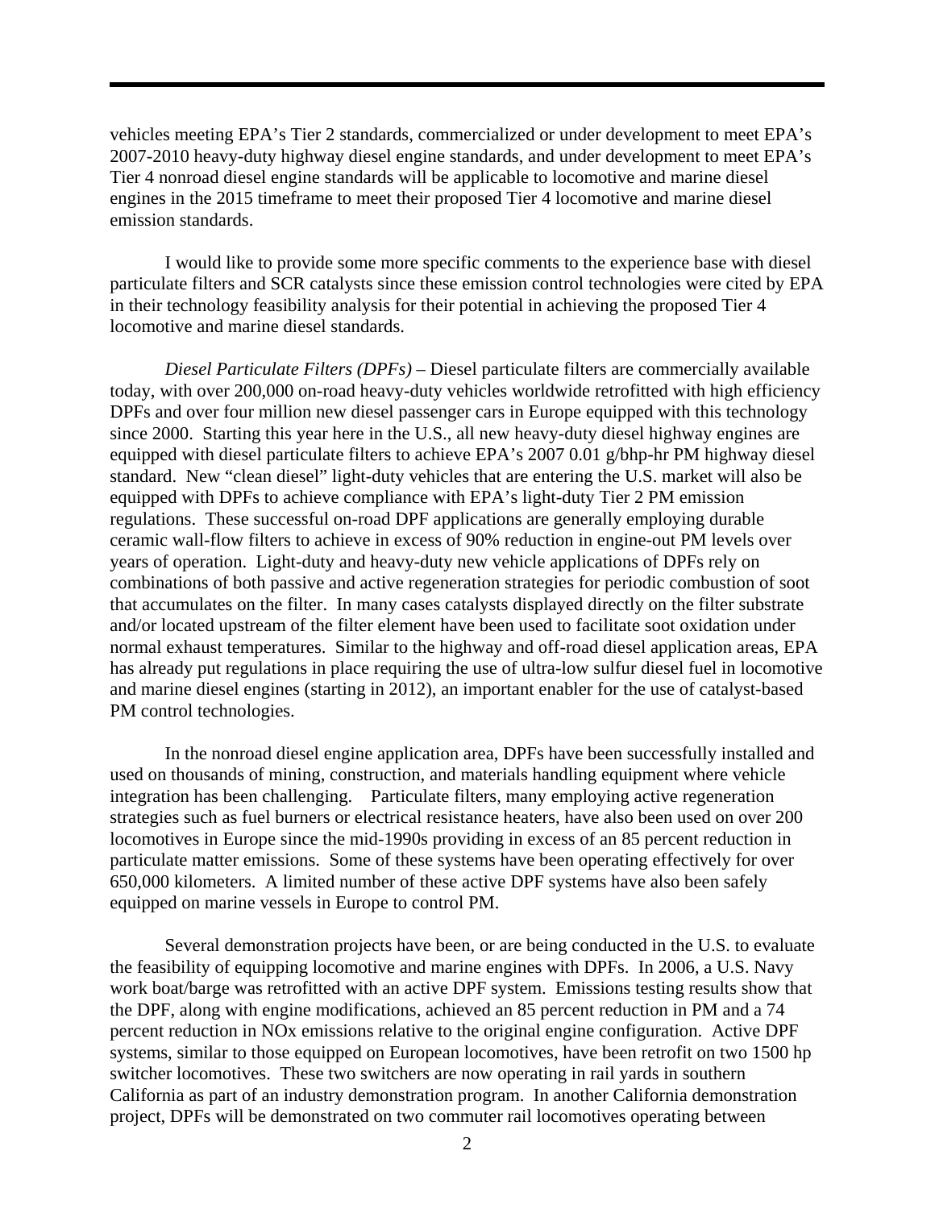vehicles meeting EPA's Tier 2 standards, commercialized or under development to meet EPA's 2007-2010 heavy-duty highway diesel engine standards, and under development to meet EPA's Tier 4 nonroad diesel engine standards will be applicable to locomotive and marine diesel engines in the 2015 timeframe to meet their proposed Tier 4 locomotive and marine diesel emission standards.

I would like to provide some more specific comments to the experience base with diesel particulate filters and SCR catalysts since these emission control technologies were cited by EPA in their technology feasibility analysis for their potential in achieving the proposed Tier 4 locomotive and marine diesel standards.

*Diesel Particulate Filters (DPFs)* – Diesel particulate filters are commercially available today, with over 200,000 on-road heavy-duty vehicles worldwide retrofitted with high efficiency DPFs and over four million new diesel passenger cars in Europe equipped with this technology since 2000. Starting this year here in the U.S., all new heavy-duty diesel highway engines are equipped with diesel particulate filters to achieve EPA's 2007 0.01 g/bhp-hr PM highway diesel standard. New "clean diesel" light-duty vehicles that are entering the U.S. market will also be equipped with DPFs to achieve compliance with EPA's light-duty Tier 2 PM emission regulations. These successful on-road DPF applications are generally employing durable ceramic wall-flow filters to achieve in excess of 90% reduction in engine-out PM levels over years of operation. Light-duty and heavy-duty new vehicle applications of DPFs rely on combinations of both passive and active regeneration strategies for periodic combustion of soot that accumulates on the filter. In many cases catalysts displayed directly on the filter substrate and/or located upstream of the filter element have been used to facilitate soot oxidation under normal exhaust temperatures. Similar to the highway and off-road diesel application areas, EPA has already put regulations in place requiring the use of ultra-low sulfur diesel fuel in locomotive and marine diesel engines (starting in 2012), an important enabler for the use of catalyst-based PM control technologies.

In the nonroad diesel engine application area, DPFs have been successfully installed and used on thousands of mining, construction, and materials handling equipment where vehicle integration has been challenging. Particulate filters, many employing active regeneration strategies such as fuel burners or electrical resistance heaters, have also been used on over 200 locomotives in Europe since the mid-1990s providing in excess of an 85 percent reduction in particulate matter emissions. Some of these systems have been operating effectively for over 650,000 kilometers. A limited number of these active DPF systems have also been safely equipped on marine vessels in Europe to control PM.

Several demonstration projects have been, or are being conducted in the U.S. to evaluate the feasibility of equipping locomotive and marine engines with DPFs. In 2006, a U.S. Navy work boat/barge was retrofitted with an active DPF system. Emissions testing results show that the DPF, along with engine modifications, achieved an 85 percent reduction in PM and a 74 percent reduction in NOx emissions relative to the original engine configuration. Active DPF systems, similar to those equipped on European locomotives, have been retrofit on two 1500 hp switcher locomotives. These two switchers are now operating in rail yards in southern California as part of an industry demonstration program. In another California demonstration project, DPFs will be demonstrated on two commuter rail locomotives operating between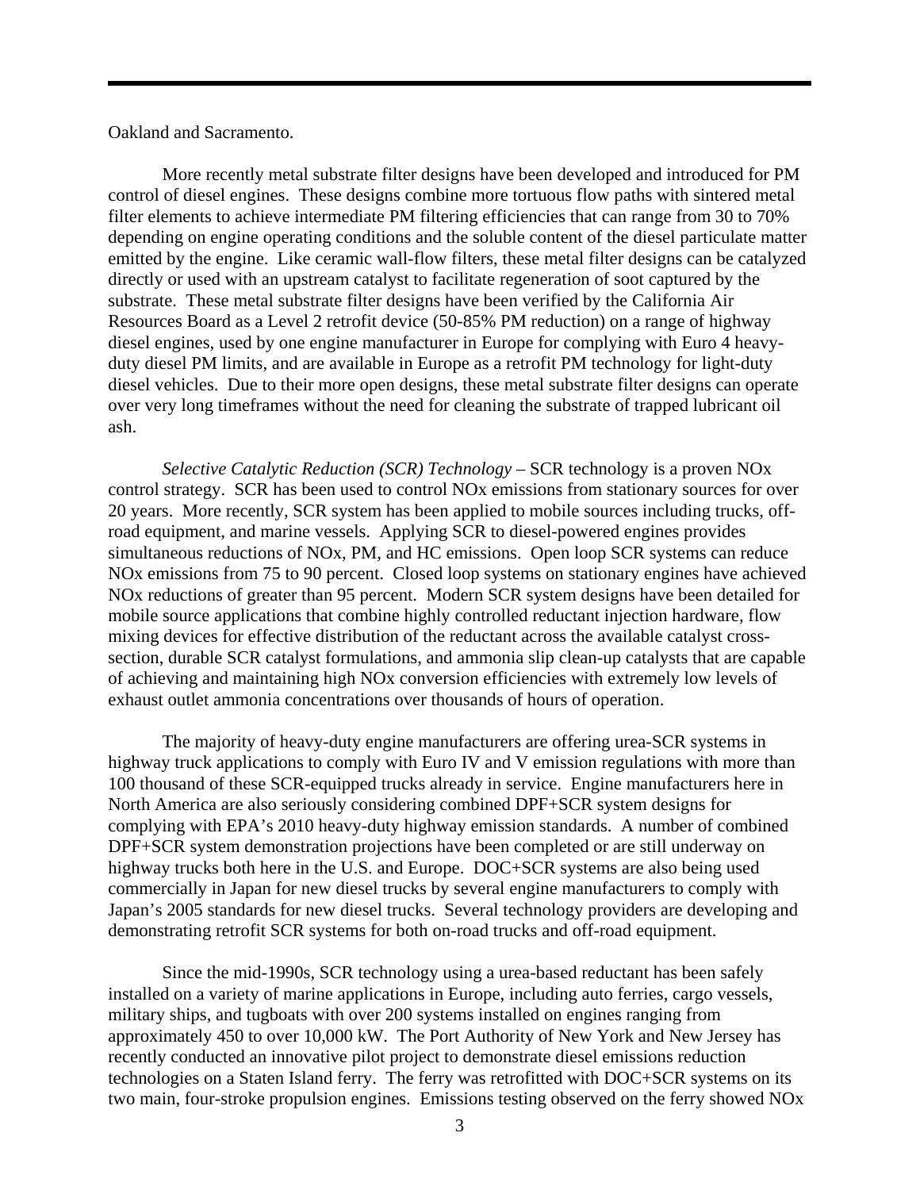Oakland and Sacramento.

More recently metal substrate filter designs have been developed and introduced for PM control of diesel engines. These designs combine more tortuous flow paths with sintered metal filter elements to achieve intermediate PM filtering efficiencies that can range from 30 to 70% depending on engine operating conditions and the soluble content of the diesel particulate matter emitted by the engine. Like ceramic wall-flow filters, these metal filter designs can be catalyzed directly or used with an upstream catalyst to facilitate regeneration of soot captured by the substrate. These metal substrate filter designs have been verified by the California Air Resources Board as a Level 2 retrofit device (50-85% PM reduction) on a range of highway diesel engines, used by one engine manufacturer in Europe for complying with Euro 4 heavy-duty diesel PM limits, and are available in Europe as a retrofit PM technology for light-duty diesel vehicles. Due to their more open designs, these metal substrate filter designs can operate over very long timeframes without the need for cleaning the substrate of trapped lubricant oil ash.

*Selective Catalytic Reduction (SCR) Technology* – SCR technology is a proven NOx control strategy. SCR has been used to control NOx emissions from stationary sources for over 20 years. More recently, SCR system has been applied to mobile sources including trucks, off-road equipment, and marine vessels. Applying SCR to diesel-powered engines provides simultaneous reductions of NOx, PM, and HC emissions. Open loop SCR systems can reduce NOx emissions from 75 to 90 percent. Closed loop systems on stationary engines have achieved NOx reductions of greater than 95 percent. Modern SCR system designs have been detailed for mobile source applications that combine highly controlled reductant injection hardware, flow mixing devices for effective distribution of the reductant across the available catalyst cross-section, durable SCR catalyst formulations, and ammonia slip clean-up catalysts that are capable of achieving and maintaining high NOx conversion efficiencies with extremely low levels of exhaust outlet ammonia concentrations over thousands of hours of operation.

The majority of heavy-duty engine manufacturers are offering urea-SCR systems in highway truck applications to comply with Euro IV and V emission regulations with more than 100 thousand of these SCR-equipped trucks already in service. Engine manufacturers here in North America are also seriously considering combined DPF+SCR system designs for complying with EPA's 2010 heavy-duty highway emission standards. A number of combined DPF+SCR system demonstration projections have been completed or are still underway on highway trucks both here in the U.S. and Europe. DOC+SCR systems are also being used commercially in Japan for new diesel trucks by several engine manufacturers to comply with Japan's 2005 standards for new diesel trucks. Several technology providers are developing and demonstrating retrofit SCR systems for both on-road trucks and off-road equipment.

Since the mid-1990s, SCR technology using a urea-based reductant has been safely installed on a variety of marine applications in Europe, including auto ferries, cargo vessels, military ships, and tugboats with over 200 systems installed on engines ranging from approximately 450 to over 10,000 kW. The Port Authority of New York and New Jersey has recently conducted an innovative pilot project to demonstrate diesel emissions reduction technologies on a Staten Island ferry. The ferry was retrofitted with DOC+SCR systems on its two main, four-stroke propulsion engines. Emissions testing observed on the ferry showed NOx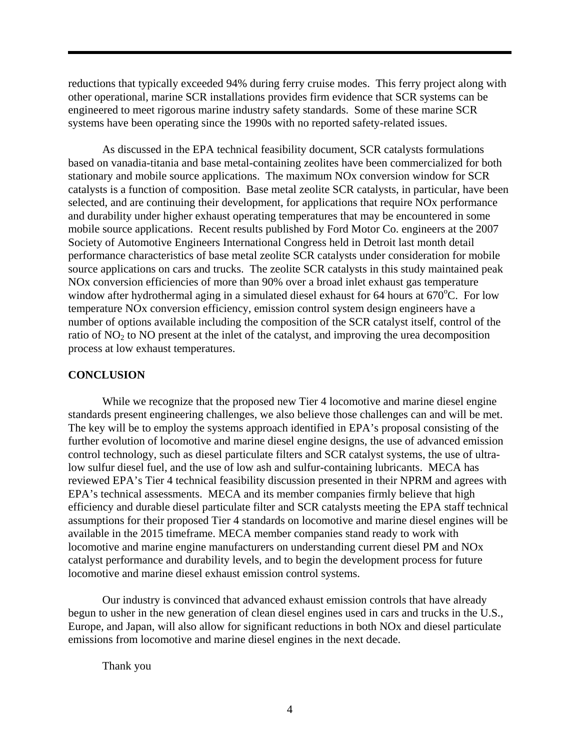reductions that typically exceeded 94% during ferry cruise modes. This ferry project along with other operational, marine SCR installations provides firm evidence that SCR systems can be engineered to meet rigorous marine industry safety standards. Some of these marine SCR systems have been operating since the 1990s with no reported safety-related issues.

As discussed in the EPA technical feasibility document, SCR catalysts formulations based on vanadia-titania and base metal-containing zeolites have been commercialized for both stationary and mobile source applications. The maximum NOx conversion window for SCR catalysts is a function of composition. Base metal zeolite SCR catalysts, in particular, have been selected, and are continuing their development, for applications that require NOx performance and durability under higher exhaust operating temperatures that may be encountered in some mobile source applications. Recent results published by Ford Motor Co. engineers at the 2007 Society of Automotive Engineers International Congress held in Detroit last month detail performance characteristics of base metal zeolite SCR catalysts under consideration for mobile source applications on cars and trucks. The zeolite SCR catalysts in this study maintained peak NOx conversion efficiencies of more than 90% over a broad inlet exhaust gas temperature window after hydrothermal aging in a simulated diesel exhaust for 64 hours at 670$^oC$. For low temperature NOx conversion efficiency, emission control system design engineers have a number of options available including the composition of the SCR catalyst itself, control of the ratio of $NO_2$ to NO present at the inlet of the catalyst, and improving the urea decomposition process at low exhaust temperatures.

## CONCLUSION

While we recognize that the proposed new Tier 4 locomotive and marine diesel engine standards present engineering challenges, we also believe those challenges can and will be met. The key will be to employ the systems approach identified in EPA's proposal consisting of the further evolution of locomotive and marine diesel engine designs, the use of advanced emission control technology, such as diesel particulate filters and SCR catalyst systems, the use of ultra-low sulfur diesel fuel, and the use of low ash and sulfur-containing lubricants. MECA has reviewed EPA's Tier 4 technical feasibility discussion presented in their NPRM and agrees with EPA's technical assessments. MECA and its member companies firmly believe that high efficiency and durable diesel particulate filter and SCR catalysts meeting the EPA staff technical assumptions for their proposed Tier 4 standards on locomotive and marine diesel engines will be available in the 2015 timeframe. MECA member companies stand ready to work with locomotive and marine engine manufacturers on understanding current diesel PM and NOx catalyst performance and durability levels, and to begin the development process for future locomotive and marine diesel exhaust emission control systems.

Our industry is convinced that advanced exhaust emission controls that have already begun to usher in the new generation of clean diesel engines used in cars and trucks in the U.S., Europe, and Japan, will also allow for significant reductions in both NOx and diesel particulate emissions from locomotive and marine diesel engines in the next decade.

Thank you